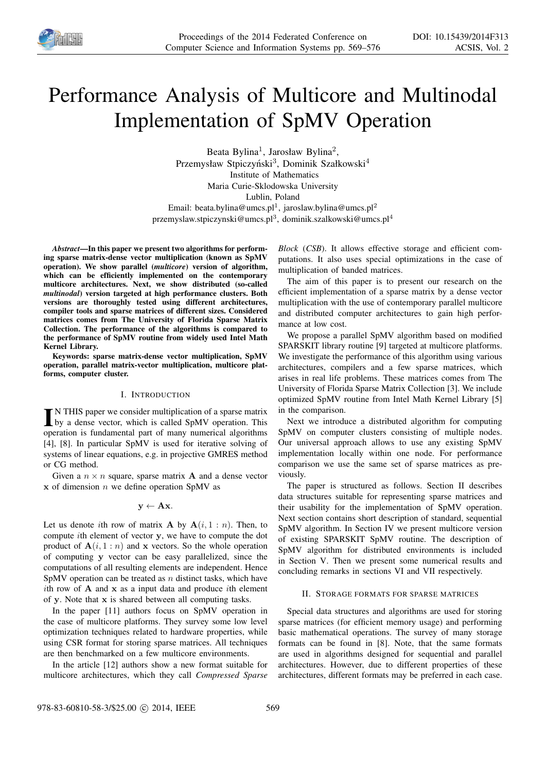# Performance Analysis of Multicore and Multinodal Implementation of SpMV Operation

Beata Bylina[1], Jarosław Bylina[2],
Przemysław Stpiczyński[3], Dominik Szałkowski[4]
Institute of Mathematics
Maria Curie-Sklodowska University
Lublin, Poland
Email: beata.bylina@umcs.pl[1], jaroslaw.bylina@umcs.pl[2]
przemyslaw.stpiczynski@umcs.pl[3], dominik.szalkowski@umcs.pl[4]

***Abstract*—In this paper we present two algorithms for performing sparse matrix-dense vector multiplication (known as SpMV operation). We show parallel (*multicore*) version of algorithm, which can be efficiently implemented on the contemporary multicore architectures. Next, we show distributed (so-called *multinodal*) version targeted at high performance clusters. Both versions are thoroughly tested using different architectures, compiler tools and sparse matrices of different sizes. Considered matrices comes from The University of Florida Sparse Matrix Collection. The performance of the algorithms is compared to the performance of SpMV routine from widely used Intel Math Kernel Library.**

**Keywords: sparse matrix-dense vector multiplication, SpMV operation, parallel matrix-vector multiplication, multicore platforms, computer cluster.**

## I. Introduction

In this paper we consider multiplication of a sparse matrix by a dense vector, which is called SpMV operation. This operation is fundamental part of many numerical algorithms [4], [8]. In particular SpMV is used for iterative solving of systems of linear equations, e.g. in projective GMRES method or CG method.

Given a $n \times n$ square, sparse matrix $\mathbf{A}$ and a dense vector $\mathbf{x}$ of dimension $n$ we define operation SpMV as

$$\mathbf{y} \leftarrow \mathbf{Ax}.$$

Let us denote $i$th row of matrix $\mathbf{A}$ by $\mathbf{A}(i, 1:n)$. Then, to compute $i$th element of vector $\mathbf{y}$, we have to compute the dot product of $\mathbf{A}(i, 1:n)$ and $\mathbf{x}$ vectors. So the whole operation of computing $\mathbf{y}$ vector can be easy parallelized, since the computations of all resulting elements are independent. Hence SpMV operation can be treated as $n$ distinct tasks, which have $i$th row of $\mathbf{A}$ and $\mathbf{x}$ as a input data and produce $i$th element of $\mathbf{y}$. Note that $\mathbf{x}$ is shared between all computing tasks.

In the paper [11] authors focus on SpMV operation in the case of multicore platforms. They survey some low level optimization techniques related to hardware properties, while using CSR format for storing sparse matrices. All techniques are then benchmarked on a few multicore environments.

In the article [12] authors show a new format suitable for multicore architectures, which they call *Compressed Sparse Block* (*CSB*). It allows effective storage and efficient computations. It also uses special optimizations in the case of multiplication of banded matrices.

The aim of this paper is to present our research on the efficient implementation of a sparse matrix by a dense vector multiplication with the use of contemporary parallel multicore and distributed computer architectures to gain high performance at low cost.

We propose a parallel SpMV algorithm based on modified SPARSKIT library routine [9] targeted at multicore platforms. We investigate the performance of this algorithm using various architectures, compilers and a few sparse matrices, which arises in real life problems. These matrices comes from The University of Florida Sparse Matrix Collection [3]. We include optimized SpMV routine from Intel Math Kernel Library [5] in the comparison.

Next we introduce a distributed algorithm for computing SpMV on computer clusters consisting of multiple nodes. Our universal approach allows to use any existing SpMV implementation locally within one node. For performance comparison we use the same set of sparse matrices as previously.

The paper is structured as follows. Section II describes data structures suitable for representing sparse matrices and their usability for the implementation of SpMV operation. Next section contains short description of standard, sequential SpMV algorithm. In Section IV we present multicore version of existing SPARSKIT SpMV routine. The description of SpMV algorithm for distributed environments is included in Section V. Then we present some numerical results and concluding remarks in sections VI and VII respectively.

## II. Storage formats for sparse matrices

Special data structures and algorithms are used for storing sparse matrices (for efficient memory usage) and performing basic mathematical operations. The survey of many storage formats can be found in [8]. Note, that the same formats are used in algorithms designed for sequential and parallel architectures. However, due to different properties of these architectures, different formats may be preferred in each case.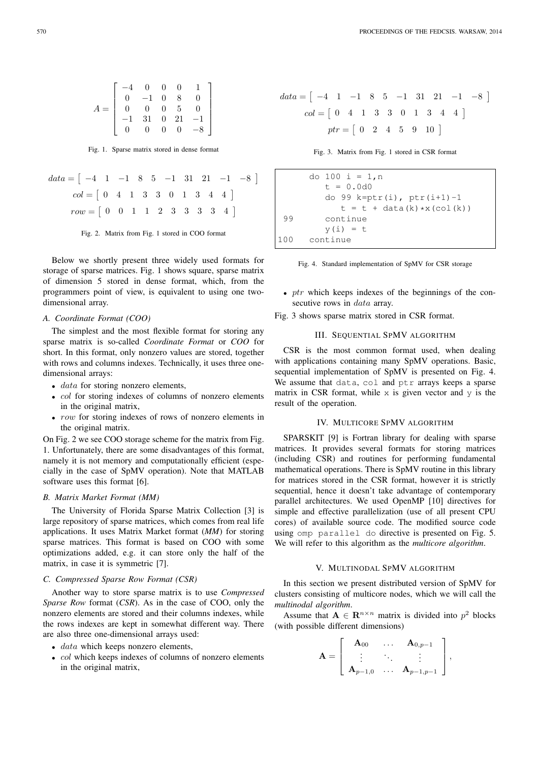$$A = \begin{bmatrix} -4 & 0 & 0 & 0 & 1 \\ 0 & -1 & 0 & 8 & 0 \\ 0 & 0 & 0 & 5 & 0 \\ -1 & 31 & 0 & 21 & -1 \\ 0 & 0 & 0 & 0 & -8 \end{bmatrix}$$

Fig. 1. Sparse matrix stored in dense format

$$data = \begin{bmatrix} -4 & 1 & -1 & 8 & 5 & -1 & 31 & 21 & -1 & -8 \end{bmatrix}$$
$$col = \begin{bmatrix} 0 & 4 & 1 & 3 & 3 & 0 & 1 & 3 & 4 & 4 \end{bmatrix}$$
$$row = \begin{bmatrix} 0 & 0 & 1 & 1 & 2 & 3 & 3 & 3 & 3 & 4 \end{bmatrix}$$

Fig. 2. Matrix from Fig. 1 stored in COO format

Below we shortly present three widely used formats for storage of sparse matrices. Fig. 1 shows square, sparse matrix of dimension 5 stored in dense format, which, from the programmers point of view, is equivalent to using one two-dimensional array.

### A. Coordinate Format (COO)

The simplest and the most flexible format for storing any sparse matrix is so-called *Coordinate Format* or *COO* for short. In this format, only nonzero values are stored, together with rows and columns indexes. Technically, it uses three one-dimensional arrays:

- $data$ for storing nonzero elements,
- $col$ for storing indexes of columns of nonzero elements in the original matrix,
- $row$ for storing indexes of rows of nonzero elements in the original matrix.

On Fig. 2 we see COO storage scheme for the matrix from Fig. 1. Unfortunately, there are some disadvantages of this format, namely it is not memory and computationally efficient (especially in the case of SpMV operation). Note that MATLAB software uses this format [6].

### B. Matrix Market Format (MM)

The University of Florida Sparse Matrix Collection [3] is large repository of sparse matrices, which comes from real life applications. It uses Matrix Market format (*MM*) for storing sparse matrices. This format is based on COO with some optimizations added, e.g. it can store only the half of the matrix, in case it is symmetric [7].

### C. Compressed Sparse Row Format (CSR)

Another way to store sparse matrix is to use *Compressed Sparse Row* format (*CSR*). As in the case of COO, only the nonzero elements are stored and their columns indexes, while the rows indexes are kept in somewhat different way. There are also three one-dimensional arrays used:

- $data$ which keeps nonzero elements,
- $col$ which keeps indexes of columns of nonzero elements in the original matrix,
- $ptr$ which keeps indexes of the beginnings of the consecutive rows in $data$ array.

Fig. 3 shows sparse matrix stored in CSR format.

$$data = \begin{bmatrix} -4 & 1 & -1 & 8 & 5 & -1 & 31 & 21 & -1 & -8 \end{bmatrix}$$
$$col = \begin{bmatrix} 0 & 4 & 1 & 3 & 3 & 0 & 1 & 3 & 4 & 4 \end{bmatrix}$$
$$ptr = \begin{bmatrix} 0 & 2 & 4 & 5 & 9 & 10 \end{bmatrix}$$

Fig. 3. Matrix from Fig. 1 stored in CSR format

```
      do 100 i = 1,n
         t = 0.0d0
         do 99 k=ptr(i), ptr(i+1)-1
            t = t + data(k)*x(col(k))
 99      continue
         y(i) = t
100   continue
```

Fig. 4. Standard implementation of SpMV for CSR storage

## III. Sequential SpMV algorithm

CSR is the most common format used, when dealing with applications containing many SpMV operations. Basic, sequential implementation of SpMV is presented on Fig. 4. We assume that `data`, `col` and `ptr` arrays keeps a sparse matrix in CSR format, while `x` is given vector and `y` is the result of the operation.

## IV. Multicore SpMV algorithm

SPARSKIT [9] is Fortran library for dealing with sparse matrices. It provides several formats for storing matrices (including CSR) and routines for performing fundamental mathematical operations. There is SpMV routine in this library for matrices stored in the CSR format, however it is strictly sequential, hence it doesn't take advantage of contemporary parallel architectures. We used OpenMP [10] directives for simple and effective parallelization (use of all present CPU cores) of available source code. The modified source code using `omp parallel do` directive is presented on Fig. 5. We will refer to this algorithm as the *multicore algorithm*.

## V. Multinodal SpMV algorithm

In this section we present distributed version of SpMV for clusters consisting of multicore nodes, which we will call the *multinodal algorithm*.

Assume that $\mathbf{A} \in \mathbf{R}^{n \times n}$ matrix is divided into $p^2$ blocks (with possible different dimensions)

$$\mathbf{A} = \begin{bmatrix} \mathbf{A}_{00} & \dots & \mathbf{A}_{0,p-1} \\ \vdots & \ddots & \vdots \\ \mathbf{A}_{p-1,0} & \dots & \mathbf{A}_{p-1,p-1} \end{bmatrix},$$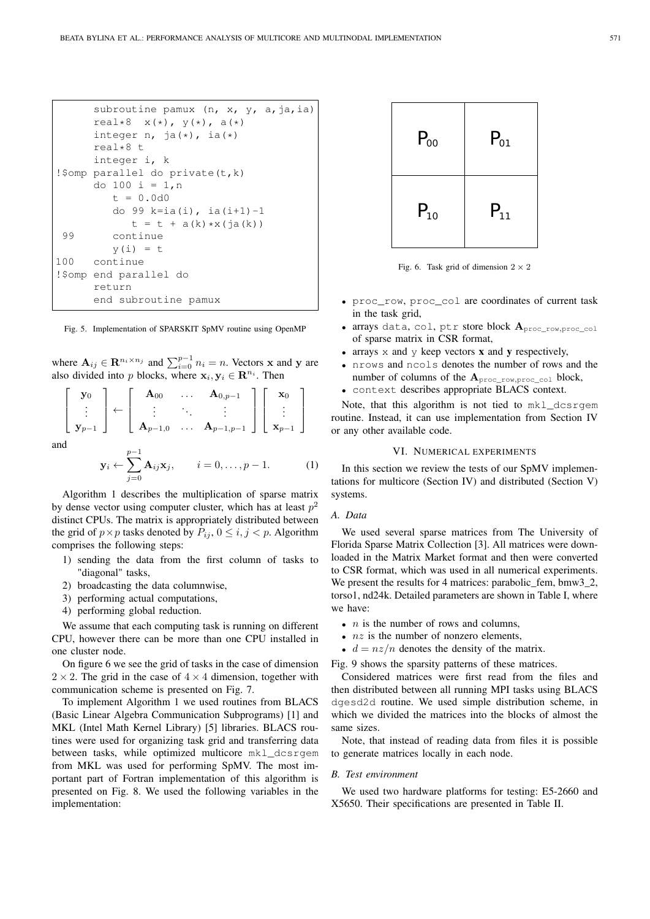```
      subroutine pamux (n, x, y, a,ja,ia)
      real*8  x(*), y(*), a(*)
      integer n, ja(*), ia(*)
      real*8 t
      integer i, k
!$omp parallel do private(t,k)
      do 100 i = 1,n
         t = 0.0d0
         do 99 k=ia(i), ia(i+1)-1
            t = t + a(k)*x(ja(k))
 99      continue
         y(i) = t
100   continue
!$omp end parallel do
      return
      end subroutine pamux
```

Fig. 5. Implementation of SPARSKIT SpMV routine using OpenMP

where $\mathbf{A}_{ij} \in \mathbf{R}^{n_i \times n_j}$ and $\sum_{i=0}^{p-1} n_i = n$. Vectors $\mathbf{x}$ and $\mathbf{y}$ are also divided into $p$ blocks, where $\mathbf{x}_i, \mathbf{y}_i \in \mathbf{R}^{n_i}$. Then

$$\begin{bmatrix} \mathbf{y}_0 \\ \vdots \\ \mathbf{y}_{p-1} \end{bmatrix} \leftarrow \begin{bmatrix} \mathbf{A}_{00} & \dots & \mathbf{A}_{0,p-1} \\ \vdots & \ddots & \vdots \\ \mathbf{A}_{p-1,0} & \dots & \mathbf{A}_{p-1,p-1} \end{bmatrix} \begin{bmatrix} \mathbf{x}_0 \\ \vdots \\ \mathbf{x}_{p-1} \end{bmatrix}$$

and

$$\mathbf{y}_i \leftarrow \sum_{j=0}^{p-1} \mathbf{A}_{ij}\mathbf{x}_j, \qquad i = 0, \dots, p-1. \tag{1}$$

Algorithm 1 describes the multiplication of sparse matrix by dense vector using computer cluster, which has at least $p^2$ distinct CPUs. The matrix is appropriately distributed between the grid of $p \times p$ tasks denoted by $P_{ij}$, $0 \leq i, j < p$. Algorithm comprises the following steps:

1) sending the data from the first column of tasks to "diagonal" tasks,
2) broadcasting the data columnwise,
3) performing actual computations,
4) performing global reduction.

We assume that each computing task is running on different CPU, however there can be more than one CPU installed in one cluster node.

On figure 6 we see the grid of tasks in the case of dimension $2 \times 2$. The grid in the case of $4 \times 4$ dimension, together with communication scheme is presented on Fig. 7.

To implement Algorithm 1 we used routines from BLACS (Basic Linear Algebra Communication Subprograms) [1] and MKL (Intel Math Kernel Library) [5] libraries. BLACS routines were used for organizing task grid and transferring data between tasks, while optimized multicore `mkl_dcsrgem` from MKL was used for performing SpMV. The most important part of Fortran implementation of this algorithm is presented on Fig. 8. We used the following variables in the implementation:

| $P_{00}$ | $P_{01}$ |
|---|---|
| $P_{10}$ | $P_{11}$ |

Fig. 6. Task grid of dimension $2 \times 2$

- `proc_row`, `proc_col` are coordinates of current task in the task grid,
- arrays `data`, `col`, `ptr` store block $\mathbf{A}_{\texttt{proc\_row},\texttt{proc\_col}}$ of sparse matrix in CSR format,
- arrays `x` and `y` keep vectors $\mathbf{x}$ and $\mathbf{y}$ respectively,
- `nrows` and `ncols` denotes the number of rows and the number of columns of the $\mathbf{A}_{\texttt{proc\_row},\texttt{proc\_col}}$ block,
- `context` describes appropriate BLACS context.

Note, that this algorithm is not tied to `mkl_dcsrgem` routine. Instead, it can use implementation from Section IV or any other available code.

## VI. Numerical experiments

In this section we review the tests of our SpMV implementations for multicore (Section IV) and distributed (Section V) systems.

### A. Data

We used several sparse matrices from The University of Florida Sparse Matrix Collection [3]. All matrices were downloaded in the Matrix Market format and then were converted to CSR format, which was used in all numerical experiments. We present the results for 4 matrices: parabolic_fem, bmw3_2, torso1, nd24k. Detailed parameters are shown in Table I, where we have:

- $n$ is the number of rows and columns,
- $nz$ is the number of nonzero elements,
- $d = nz/n$ denotes the density of the matrix.

Fig. 9 shows the sparsity patterns of these matrices.

Considered matrices were first read from the files and then distributed between all running MPI tasks using BLACS `dgesd2d` routine. We used simple distribution scheme, in which we divided the matrices into the blocks of almost the same sizes.

Note, that instead of reading data from files it is possible to generate matrices locally in each node.

### B. Test environment

We used two hardware platforms for testing: E5-2660 and X5650. Their specifications are presented in Table II.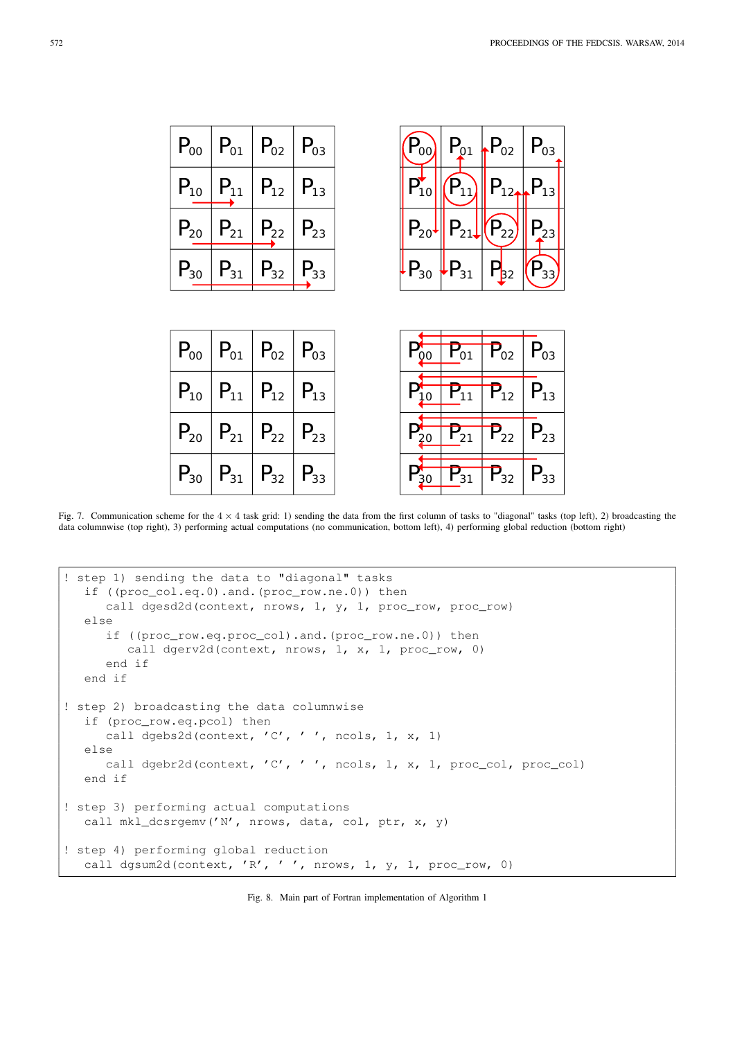| $P_{00}$ | $P_{01}$ | $P_{02}$ | $P_{03}$ |
|---|---|---|---|
| $P_{10}$ | $P_{11}$ | $P_{12}$ | $P_{13}$ |
| $P_{20}$ | $P_{21}$ | $P_{22}$ | $P_{23}$ |
| $P_{30}$ | $P_{31}$ | $P_{32}$ | $P_{33}$ |

| $P_{00}$ | $P_{01}$ | $P_{02}$ | $P_{03}$ |
|---|---|---|---|
| $P_{10}$ | $P_{11}$ | $P_{12}$ | $P_{13}$ |
| $P_{20}$ | $P_{21}$ | $P_{22}$ | $P_{23}$ |
| $P_{30}$ | $P_{31}$ | $P_{32}$ | $P_{33}$ |

| $P_{00}$ | $P_{01}$ | $P_{02}$ | $P_{03}$ |
|---|---|---|---|
| $P_{10}$ | $P_{11}$ | $P_{12}$ | $P_{13}$ |
| $P_{20}$ | $P_{21}$ | $P_{22}$ | $P_{23}$ |
| $P_{30}$ | $P_{31}$ | $P_{32}$ | $P_{33}$ |

| $P_{00}$ | $P_{01}$ | $P_{02}$ | $P_{03}$ |
|---|---|---|---|
| $P_{10}$ | $P_{11}$ | $P_{12}$ | $P_{13}$ |
| $P_{20}$ | $P_{21}$ | $P_{22}$ | $P_{23}$ |
| $P_{30}$ | $P_{31}$ | $P_{32}$ | $P_{33}$ |

Fig. 7. Communication scheme for the $4 \times 4$ task grid: 1) sending the data from the first column of tasks to "diagonal" tasks (top left), 2) broadcasting the data columnwise (top right), 3) performing actual computations (no communication, bottom left), 4) performing global reduction (bottom right)

```
! step 1) sending the data to "diagonal" tasks
   if ((proc_col.eq.0).and.(proc_row.ne.0)) then
      call dgesd2d(context, nrows, 1, y, 1, proc_row, proc_row)
   else
      if ((proc_row.eq.proc_col).and.(proc_row.ne.0)) then
         call dgerv2d(context, nrows, 1, x, 1, proc_row, 0)
      end if
   end if

! step 2) broadcasting the data columnwise
   if (proc_row.eq.pcol) then
      call dgebs2d(context, 'C', ' ', ncols, 1, x, 1)
   else
      call dgebr2d(context, 'C', ' ', ncols, 1, x, 1, proc_col, proc_col)
   end if

! step 3) performing actual computations
   call mkl_dcsrgemv('N', nrows, data, col, ptr, x, y)

! step 4) performing global reduction
   call dgsum2d(context, 'R', ' ', nrows, 1, y, 1, proc_row, 0)
```

Fig. 8. Main part of Fortran implementation of Algorithm 1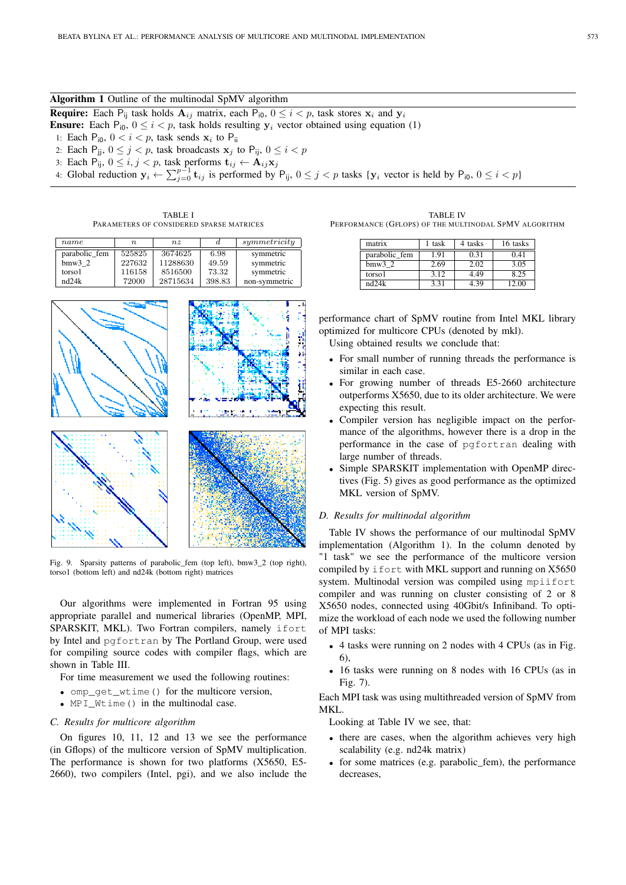**Algorithm 1** Outline of the multinodal SpMV algorithm

**Require:** Each $P_{ij}$ task holds $\mathbf{A}_{ij}$ matrix, each $P_{i0}$, $0 \le i < p$, task stores $\mathbf{x}_i$ and $\mathbf{y}_i$

**Ensure:** Each $P_{i0}$, $0 \le i < p$, task holds resulting $\mathbf{y}_i$ vector obtained using equation (1)

1: Each $P_{i0}$, $0 < i < p$, task sends $\mathbf{x}_i$ to $P_{ii}$
2: Each $P_{jj}$, $0 \le j < p$, task broadcasts $\mathbf{x}_j$ to $P_{ij}$, $0 \le i < p$
3: Each $P_{ij}$, $0 \le i, j < p$, task performs $\mathbf{t}_{ij} \leftarrow \mathbf{A}_{ij}\mathbf{x}_j$
4: Global reduction $\mathbf{y}_i \leftarrow \sum_{j=0}^{p-1} \mathbf{t}_{ij}$ is performed by $P_{ij}$, $0 \le j < p$ tasks $\{\mathbf{y}_i$ vector is held by $P_{i0}$, $0 \le i < p\}$

TABLE I
PARAMETERS OF CONSIDERED SPARSE MATRICES

| *name* | $n$ | $nz$ | $d$ | *symmetricity* |
|---|---|---|---|---|
| parabolic_fem | 525825 | 3674625 | 6.98 | symmetric |
| bmw3_2 | 227632 | 11288630 | 49.59 | symmetric |
| torso1 | 116158 | 8516500 | 73.32 | symmetric |
| nd24k | 72000 | 28715634 | 398.83 | non-symmetric |

Fig. 9. Sparsity patterns of parabolic_fem (top left), bmw3_2 (top right), torso1 (bottom left) and nd24k (bottom right) matrices

Our algorithms were implemented in Fortran 95 using appropriate parallel and numerical libraries (OpenMP, MPI, SPARSKIT, MKL). Two Fortran compilers, namely `ifort` by Intel and `pgfortran` by The Portland Group, were used for compiling source codes with compiler flags, which are shown in Table III.

For time measurement we used the following routines:

- `omp_get_wtime()` for the multicore version,
- `MPI_Wtime()` in the multinodal case.

### C. Results for multicore algorithm

On figures 10, 11, 12 and 13 we see the performance (in Gflops) of the multicore version of SpMV multiplication. The performance is shown for two platforms (X5650, E5-2660), two compilers (Intel, pgi), and we also include the performance chart of SpMV routine from Intel MKL library optimized for multicore CPUs (denoted by mkl).

Using obtained results we conclude that:

- For small number of running threads the performance is similar in each case.
- For growing number of threads E5-2660 architecture outperforms X5650, due to its older architecture. We were expecting this result.
- Compiler version has negligible impact on the performance of the algorithms, however there is a drop in the performance in the case of `pgfortran` dealing with large number of threads.
- Simple SPARSKIT implementation with OpenMP directives (Fig. 5) gives as good performance as the optimized MKL version of SpMV.

TABLE IV
PERFORMANCE (GFLOPS) OF THE MULTINODAL SPMV ALGORITHM

| matrix | 1 task | 4 tasks | 16 tasks |
|---|---|---|---|
| parabolic_fem | 1.91 | 0.31 | 0.41 |
| bmw3_2 | 2.69 | 2.02 | 3.05 |
| torso1 | 3.12 | 4.49 | 8.25 |
| nd24k | 3.31 | 4.39 | 12.00 |

### D. Results for multinodal algorithm

Table IV shows the performance of our multinodal SpMV implementation (Algorithm 1). In the column denoted by "1 task" we see the performance of the multicore version compiled by `ifort` with MKL support and running on X5650 system. Multinodal version was compiled using `mpiifort` compiler and was running on cluster consisting of 2 or 8 X5650 nodes, connected using 40Gbit/s Infiniband. To optimize the workload of each node we used the following number of MPI tasks:

- 4 tasks were running on 2 nodes with 4 CPUs (as in Fig. 6),
- 16 tasks were running on 8 nodes with 16 CPUs (as in Fig. 7).

Each MPI task was using multithreaded version of SpMV from MKL.

Looking at Table IV we see, that:

- there are cases, when the algorithm achieves very high scalability (e.g. nd24k matrix)
- for some matrices (e.g. parabolic_fem), the performance decreases,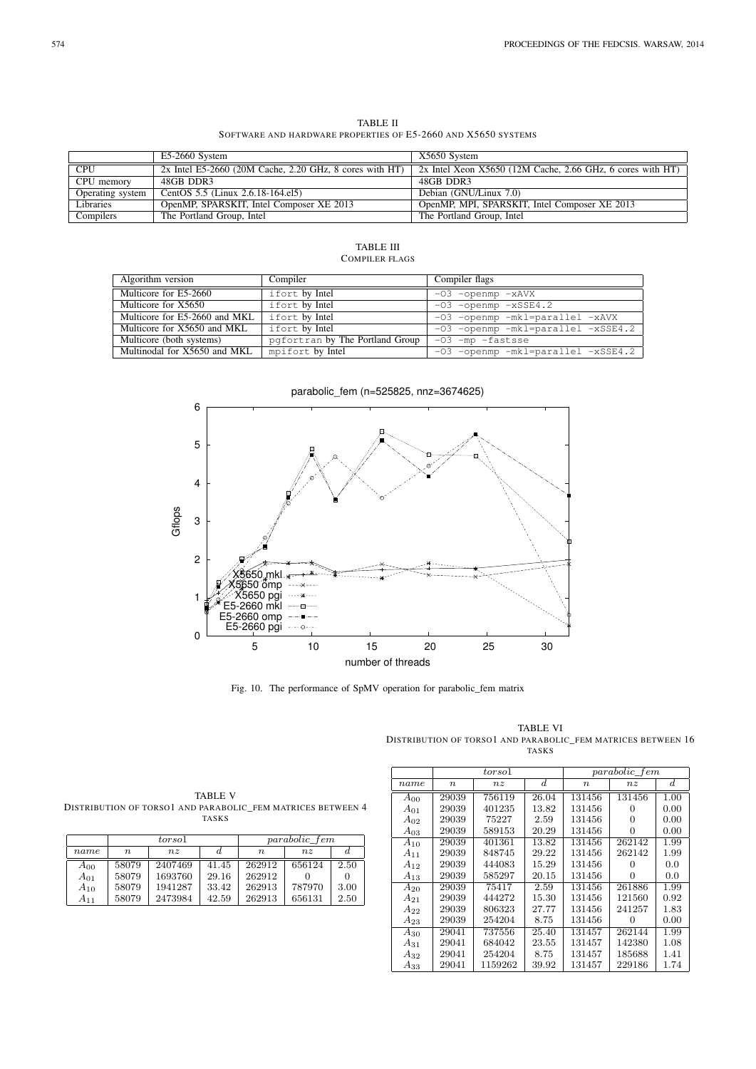TABLE II
SOFTWARE AND HARDWARE PROPERTIES OF E5-2660 AND X5650 SYSTEMS

| | E5-2660 System | X5650 System |
|---|---|---|
| CPU | 2x Intel E5-2660 (20M Cache, 2.20 GHz, 8 cores with HT) | 2x Intel Xeon X5650 (12M Cache, 2.66 GHz, 6 cores with HT) |
| CPU memory | 48GB DDR3 | 48GB DDR3 |
| Operating system | CentOS 5.5 (Linux 2.6.18-164.el5) | Debian (GNU/Linux 7.0) |
| Libraries | OpenMP, SPARSKIT, Intel Composer XE 2013 | OpenMP, MPI, SPARSKIT, Intel Composer XE 2013 |
| Compilers | The Portland Group, Intel | The Portland Group, Intel |

TABLE III
COMPILER FLAGS

| Algorithm version | Compiler | Compiler flags |
|---|---|---|
| Multicore for E5-2660 | `ifort` by Intel | `-O3 -openmp -xAVX` |
| Multicore for X5650 | `ifort` by Intel | `-O3 -openmp -xSSE4.2` |
| Multicore for E5-2660 and MKL | `ifort` by Intel | `-O3 -openmp -mkl=parallel -xAVX` |
| Multicore for X5650 and MKL | `ifort` by Intel | `-O3 -openmp -mkl=parallel -xSSE4.2` |
| Multicore (both systems) | `pgfortran` by The Portland Group | `-O3 -mp -fastsse` |
| Multinodal for X5650 and MKL | `mpifort` by Intel | `-O3 -openmp -mkl=parallel -xSSE4.2` |

Fig. 10. The performance of SpMV operation for parabolic_fem matrix

TABLE V
DISTRIBUTION OF TORSO1 AND PARABOLIC_FEM MATRICES BETWEEN 4 TASKS

| | *torso1* | | | *parabolic_fem* | | |
|---|---|---|---|---|---|---|
| *name* | $n$ | $nz$ | $d$ | $n$ | $nz$ | $d$ |
| $A_{00}$ | 58079 | 2407469 | 41.45 | 262912 | 656124 | 2.50 |
| $A_{01}$ | 58079 | 1693760 | 29.16 | 262912 | 0 | 0 |
| $A_{10}$ | 58079 | 1941287 | 33.42 | 262913 | 787970 | 3.00 |
| $A_{11}$ | 58079 | 2473984 | 42.59 | 262913 | 656131 | 2.50 |

TABLE VI
DISTRIBUTION OF TORSO1 AND PARABOLIC_FEM MATRICES BETWEEN 16 TASKS

| | *torso1* | | | *parabolic_fem* | | |
|---|---|---|---|---|---|---|
| *name* | $n$ | $nz$ | $d$ | $n$ | $nz$ | $d$ |
| $A_{00}$ | 29039 | 756119 | 26.04 | 131456 | 131456 | 1.00 |
| $A_{01}$ | 29039 | 401235 | 13.82 | 131456 | 0 | 0.00 |
| $A_{02}$ | 29039 | 75227 | 2.59 | 131456 | 0 | 0.00 |
| $A_{03}$ | 29039 | 589153 | 20.29 | 131456 | 0 | 0.00 |
| $A_{10}$ | 29039 | 401361 | 13.82 | 131456 | 262142 | 1.99 |
| $A_{11}$ | 29039 | 848745 | 29.22 | 131456 | 262142 | 1.99 |
| $A_{12}$ | 29039 | 444083 | 15.29 | 131456 | 0 | 0.0 |
| $A_{13}$ | 29039 | 585297 | 20.15 | 131456 | 0 | 0.0 |
| $A_{20}$ | 29039 | 75417 | 2.59 | 131456 | 261886 | 1.99 |
| $A_{21}$ | 29039 | 444272 | 15.30 | 131456 | 121560 | 0.92 |
| $A_{22}$ | 29039 | 806323 | 27.77 | 131456 | 241257 | 1.83 |
| $A_{23}$ | 29039 | 254204 | 8.75 | 131456 | 0 | 0.00 |
| $A_{30}$ | 29041 | 737556 | 25.40 | 131457 | 262144 | 1.99 |
| $A_{31}$ | 29041 | 684042 | 23.55 | 131457 | 142380 | 1.08 |
| $A_{32}$ | 29041 | 254204 | 8.75 | 131457 | 185688 | 1.41 |
| $A_{33}$ | 29041 | 1159262 | 39.92 | 131457 | 229186 | 1.74 |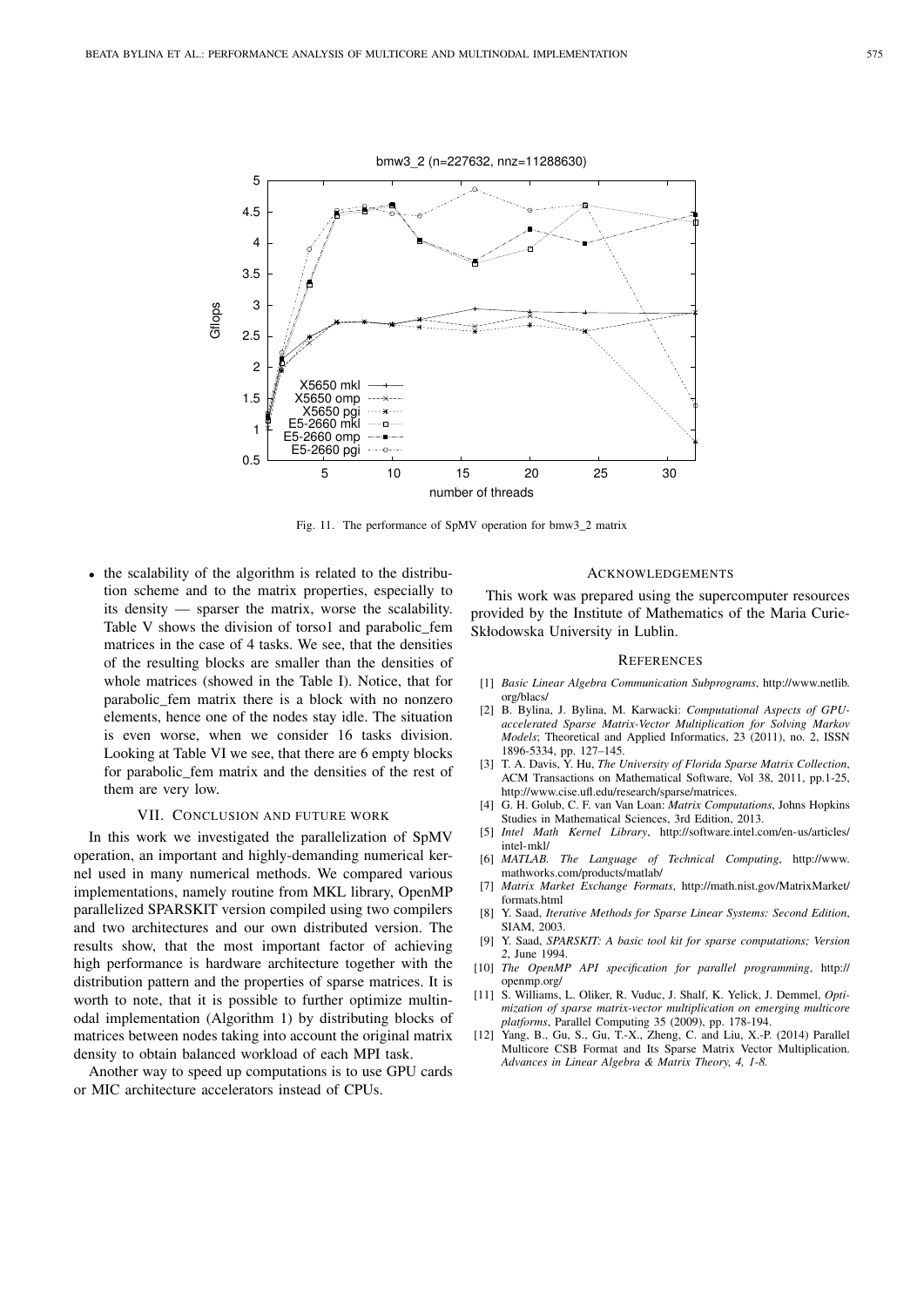Fig. 11. The performance of SpMV operation for bmw3_2 matrix

- the scalability of the algorithm is related to the distribution scheme and to the matrix properties, especially to its density — sparser the matrix, worse the scalability. Table V shows the division of torso1 and parabolic_fem matrices in the case of 4 tasks. We see, that the densities of the resulting blocks are smaller than the densities of whole matrices (showed in the Table I). Notice, that for parabolic_fem matrix there is a block with no nonzero elements, hence one of the nodes stay idle. The situation is even worse, when we consider 16 tasks division. Looking at Table VI we see, that there are 6 empty blocks for parabolic_fem matrix and the densities of the rest of them are very low.

## VII. Conclusion and Future Work

In this work we investigated the parallelization of SpMV operation, an important and highly-demanding numerical kernel used in many numerical methods. We compared various implementations, namely routine from MKL library, OpenMP parallelized SPARSKIT version compiled using two compilers and two architectures and our own distributed version. The results show, that the most important factor of achieving high performance is hardware architecture together with the distribution pattern and the properties of sparse matrices. It is worth to note, that it is possible to further optimize multinodal implementation (Algorithm 1) by distributing blocks of matrices between nodes taking into account the original matrix density to obtain balanced workload of each MPI task.

Another way to speed up computations is to use GPU cards or MIC architecture accelerators instead of CPUs.

## Acknowledgements

This work was prepared using the supercomputer resources provided by the Institute of Mathematics of the Maria Curie-Skłodowska University in Lublin.

## References

[1] *Basic Linear Algebra Communication Subprograms*, http://www.netlib.org/blacs/

[2] B. Bylina, J. Bylina, M. Karwacki: *Computational Aspects of GPU-accelerated Sparse Matrix-Vector Multiplication for Solving Markov Models*; Theoretical and Applied Informatics, 23 (2011), no. 2, ISSN 1896-5334, pp. 127–145.

[3] T. A. Davis, Y. Hu, *The University of Florida Sparse Matrix Collection*, ACM Transactions on Mathematical Software, Vol 38, 2011, pp.1-25, http://www.cise.ufl.edu/research/sparse/matrices.

[4] G. H. Golub, C. F. van Van Loan: *Matrix Computations*, Johns Hopkins Studies in Mathematical Sciences, 3rd Edition, 2013.

[5] *Intel Math Kernel Library*, http://software.intel.com/en-us/articles/intel-mkl/

[6] *MATLAB. The Language of Technical Computing*, http://www.mathworks.com/products/matlab/

[7] *Matrix Market Exchange Formats*, http://math.nist.gov/MatrixMarket/formats.html

[8] Y. Saad, *Iterative Methods for Sparse Linear Systems: Second Edition*, SIAM, 2003.

[9] Y. Saad, *SPARSKIT: A basic tool kit for sparse computations; Version 2*, June 1994.

[10] *The OpenMP API specification for parallel programming*, http://openmp.org/

[11] S. Williams, L. Oliker, R. Vuduc, J. Shalf, K. Yelick, J. Demmel, *Optimization of sparse matrix-vector multiplication on emerging multicore platforms*, Parallel Computing 35 (2009), pp. 178-194.

[12] Yang, B., Gu, S., Gu, T.-X., Zheng, C. and Liu, X.-P. (2014) Parallel Multicore CSB Format and Its Sparse Matrix Vector Multiplication. *Advances in Linear Algebra & Matrix Theory, 4, 1-8.*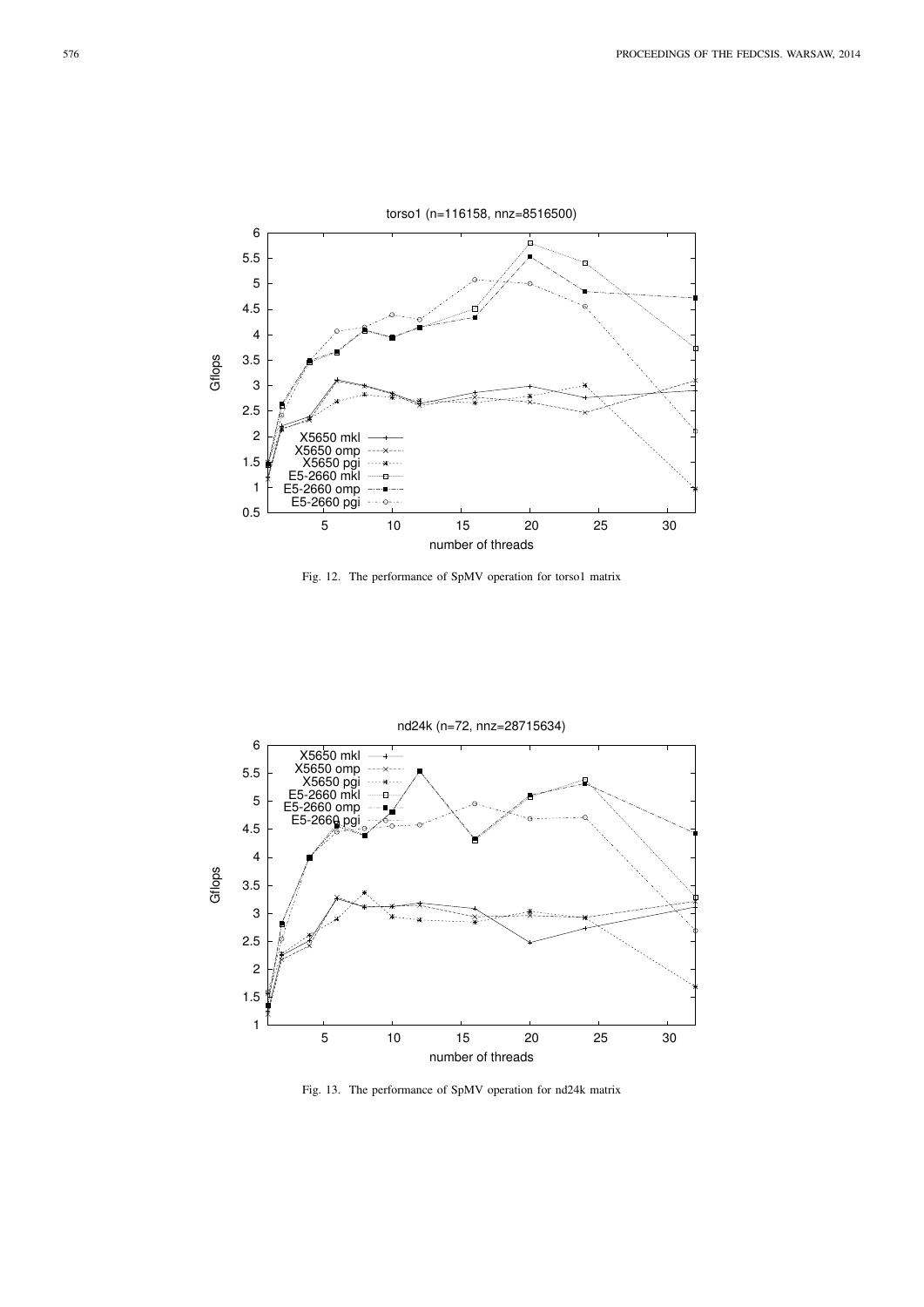torso1 (n=116158, nnz=8516500)

Gflops

number of threads

X5650 mkl
X5650 omp
X5650 pgi
E5-2660 mkl
E5-2660 omp
E5-2660 pgi

0.5
1
1.5
2
2.5
3
3.5
4
4.5
5
5.5
6

5
10
15
20
25
30

Fig. 12. The performance of SpMV operation for torso1 matrix

nd24k (n=72, nnz=28715634)

Gflops

number of threads

X5650 mkl
X5650 omp
X5650 pgi
E5-2660 mkl
E5-2660 omp
E5-2660 pgi

1
1.5
2
2.5
3
3.5
4
4.5
5
5.5
6

5
10
15
20
25
30

Fig. 13. The performance of SpMV operation for nd24k matrix